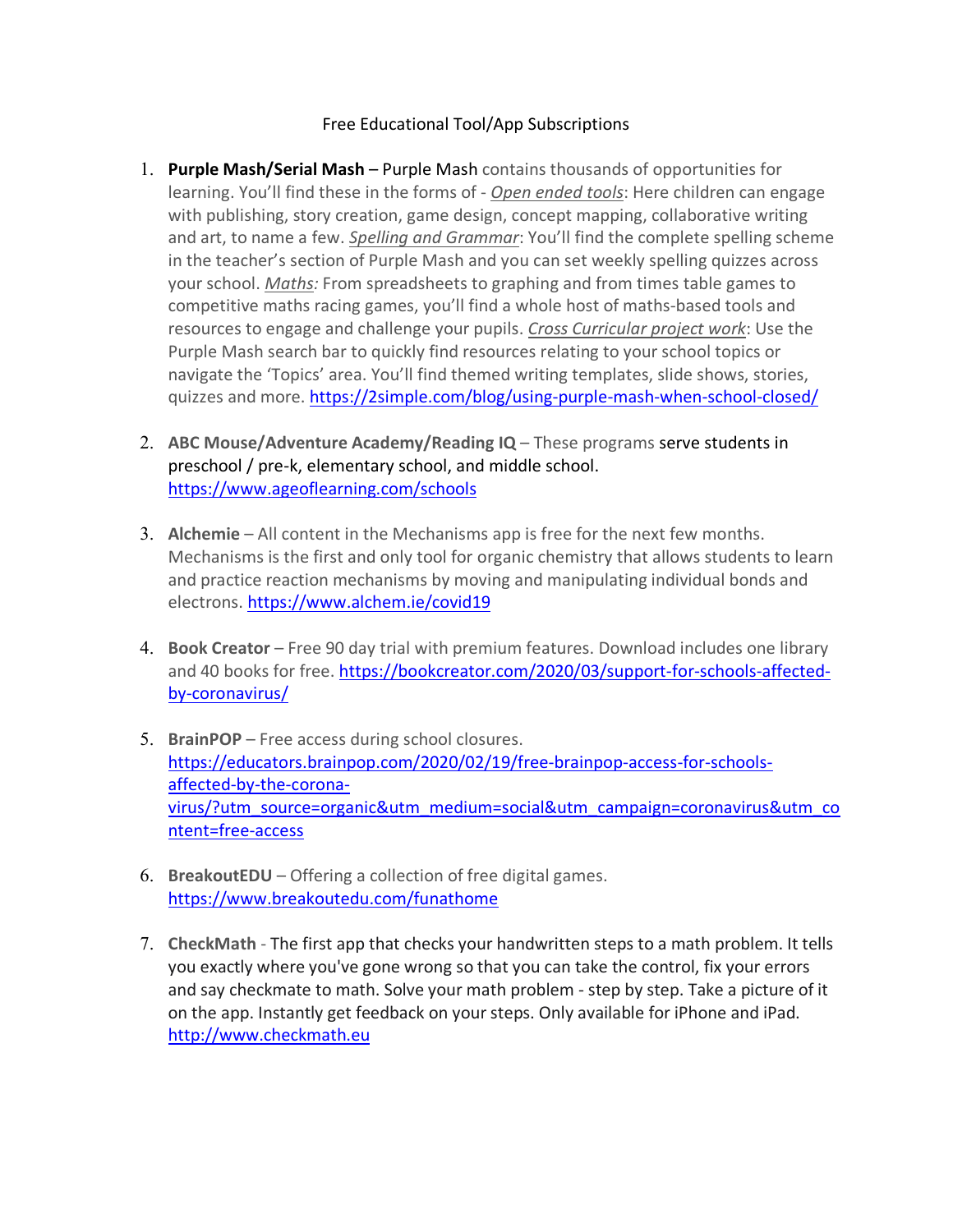Free Educational Tool/App Subscriptions

1. **Purple Mash/Serial Mash** – Purple Mash contains thousands of opportunities for learning. You'll find these in the forms of - *Open ended tools*: Here children can engage with publishing, story creation, game design, concept mapping, collaborative writing and art, to name a few. *Spelling and Grammar*: You'll find the complete spelling scheme in the teacher's section of Purple Mash and you can set weekly spelling quizzes across your school. *Maths:* From spreadsheets to graphing and from times table games to competitive maths racing games, you'll find a whole host of maths-based tools and resources to engage and challenge your pupils. *Cross Curricular project work*: Use the Purple Mash search bar to quickly find resources relating to your school topics or navigate the 'Topics' area. You'll find themed writing templates, slide shows, stories, quizzes and more. https://2simple.com/blog/using-purple-mash-when-school-closed/

2. **ABC Mouse/Adventure Academy/Reading IQ** – These programs serve students in preschool / pre-k, elementary school, and middle school. https://www.ageoflearning.com/schools

3. **Alchemie** – All content in the Mechanisms app is free for the next few months. Mechanisms is the first and only tool for organic chemistry that allows students to learn and practice reaction mechanisms by moving and manipulating individual bonds and electrons. https://www.alchem.ie/covid19

4. **Book Creator** – Free 90 day trial with premium features. Download includes one library and 40 books for free. https://bookcreator.com/2020/03/support-for-schools-affected-by-coronavirus/

5. **BrainPOP** – Free access during school closures. https://educators.brainpop.com/2020/02/19/free-brainpop-access-for-schools-affected-by-the-corona-virus/?utm_source=organic&utm_medium=social&utm_campaign=coronavirus&utm_content=free-access

6. **BreakoutEDU** – Offering a collection of free digital games. https://www.breakoutedu.com/funathome

7. **CheckMath** - The first app that checks your handwritten steps to a math problem. It tells you exactly where you've gone wrong so that you can take the control, fix your errors and say checkmate to math. Solve your math problem - step by step. Take a picture of it on the app. Instantly get feedback on your steps. Only available for iPhone and iPad. http://www.checkmath.eu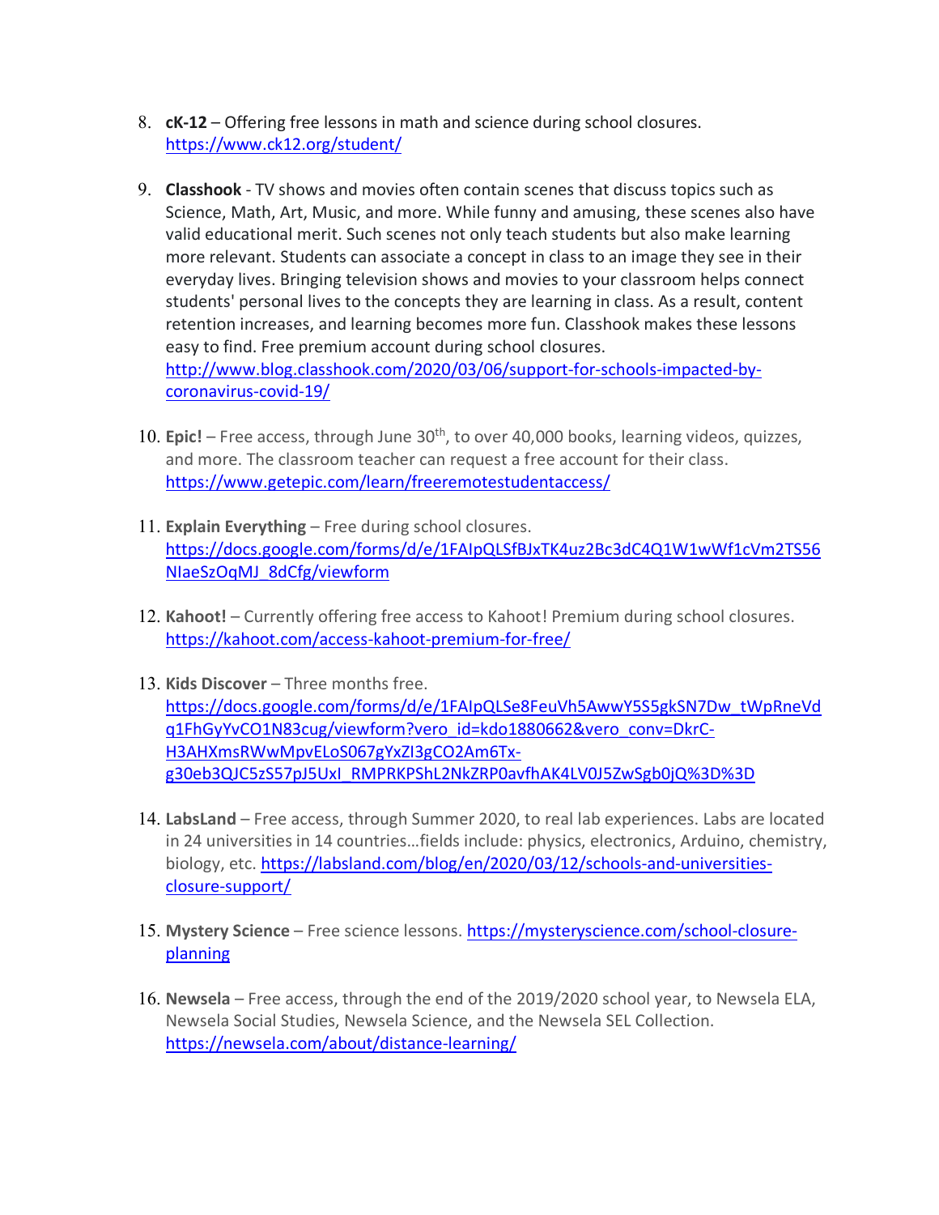8. **cK-12** – Offering free lessons in math and science during school closures. https://www.ck12.org/student/

9. **Classhook** - TV shows and movies often contain scenes that discuss topics such as Science, Math, Art, Music, and more. While funny and amusing, these scenes also have valid educational merit. Such scenes not only teach students but also make learning more relevant. Students can associate a concept in class to an image they see in their everyday lives. Bringing television shows and movies to your classroom helps connect students' personal lives to the concepts they are learning in class. As a result, content retention increases, and learning becomes more fun. Classhook makes these lessons easy to find. Free premium account during school closures. http://www.blog.classhook.com/2020/03/06/support-for-schools-impacted-by-coronavirus-covid-19/

10. **Epic!** – Free access, through June 30th, to over 40,000 books, learning videos, quizzes, and more. The classroom teacher can request a free account for their class. https://www.getepic.com/learn/freeremotestudentaccess/

11. **Explain Everything** – Free during school closures. https://docs.google.com/forms/d/e/1FAIpQLSfBJxTK4uz2Bc3dC4Q1W1wWf1cVm2TS56NIaeSzOqMJ_8dCfg/viewform

12. **Kahoot!** – Currently offering free access to Kahoot! Premium during school closures. https://kahoot.com/access-kahoot-premium-for-free/

13. **Kids Discover** – Three months free. https://docs.google.com/forms/d/e/1FAIpQLSe8FeuVh5AwwY5S5gkSN7Dw_tWpRneVdq1FhGyYvCO1N83cug/viewform?vero_id=kdo1880662&vero_conv=DkrC-H3AHXmsRWwMpvELoS067gYxZI3gCO2Am6Tx-g30eb3QJC5zS57pJ5UxI_RMPRKPShL2NkZRP0avfhAK4LV0J5ZwSgb0jQ%3D%3D

14. **LabsLand** – Free access, through Summer 2020, to real lab experiences. Labs are located in 24 universities in 14 countries…fields include: physics, electronics, Arduino, chemistry, biology, etc. https://labsland.com/blog/en/2020/03/12/schools-and-universities-closure-support/

15. **Mystery Science** – Free science lessons. https://mysteryscience.com/school-closure-planning

16. **Newsela** – Free access, through the end of the 2019/2020 school year, to Newsela ELA, Newsela Social Studies, Newsela Science, and the Newsela SEL Collection. https://newsela.com/about/distance-learning/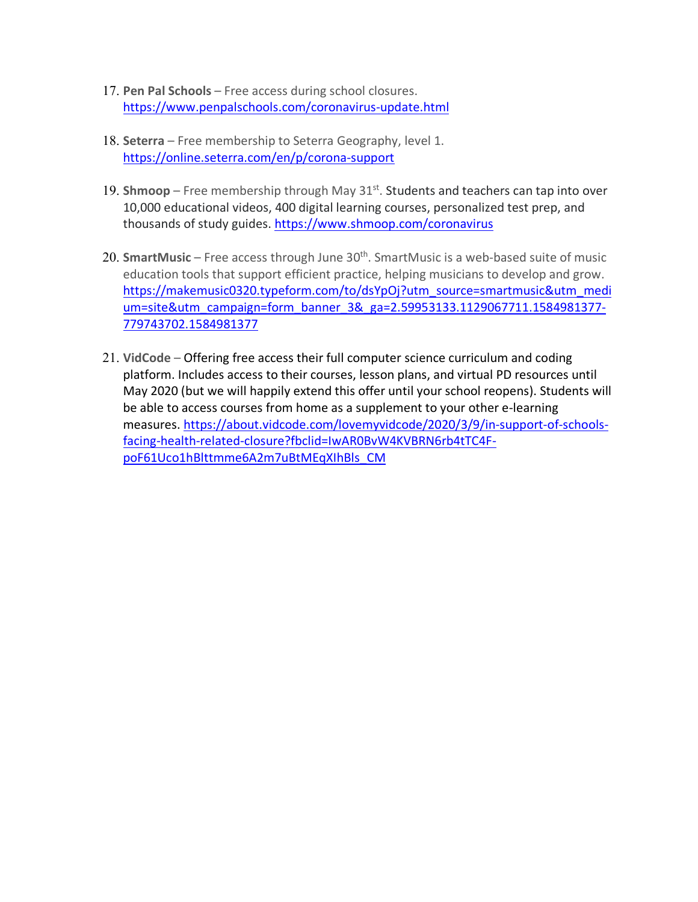17. **Pen Pal Schools** – Free access during school closures. https://www.penpalschools.com/coronavirus-update.html

18. **Seterra** – Free membership to Seterra Geography, level 1. https://online.seterra.com/en/p/corona-support

19. **Shmoop** – Free membership through May 31st. Students and teachers can tap into over 10,000 educational videos, 400 digital learning courses, personalized test prep, and thousands of study guides. https://www.shmoop.com/coronavirus

20. **SmartMusic** – Free access through June 30th. SmartMusic is a web-based suite of music education tools that support efficient practice, helping musicians to develop and grow. https://makemusic0320.typeform.com/to/dsYpOj?utm_source=smartmusic&utm_medium=site&utm_campaign=form_banner_3&_ga=2.59953133.1129067711.1584981377-779743702.1584981377

21. **VidCode** – Offering free access their full computer science curriculum and coding platform. Includes access to their courses, lesson plans, and virtual PD resources until May 2020 (but we will happily extend this offer until your school reopens). Students will be able to access courses from home as a supplement to your other e-learning measures. https://about.vidcode.com/lovemyvidcode/2020/3/9/in-support-of-schools-facing-health-related-closure?fbclid=IwAR0BvW4KVBRN6rb4tTC4F-poF61Uco1hBlttmme6A2m7uBtMEqXIhBls_CM